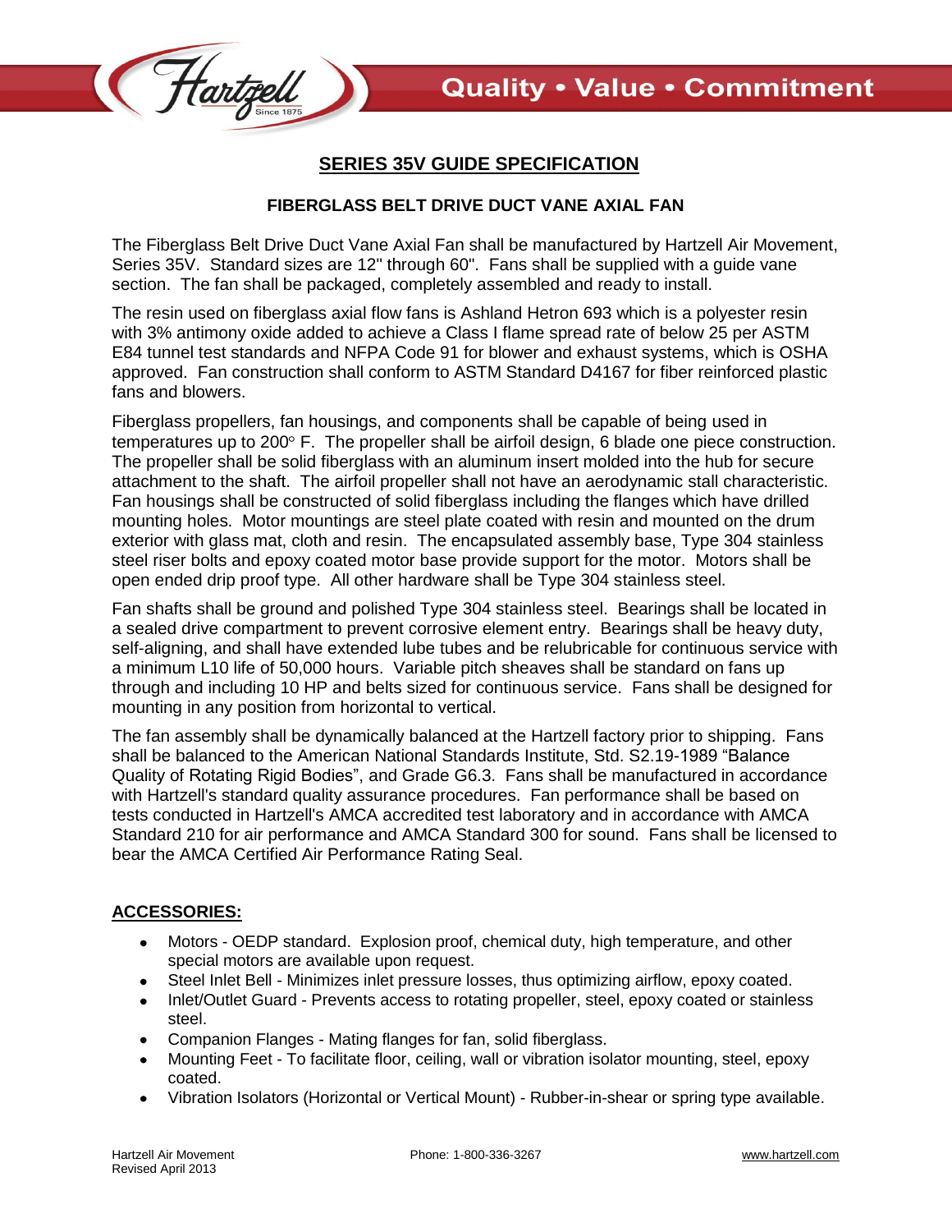# SERIES 35V GUIDE SPECIFICATION

## FIBERGLASS BELT DRIVE DUCT VANE AXIAL FAN

The Fiberglass Belt Drive Duct Vane Axial Fan shall be manufactured by Hartzell Air Movement, Series 35V. Standard sizes are 12" through 60". Fans shall be supplied with a guide vane section. The fan shall be packaged, completely assembled and ready to install.

The resin used on fiberglass axial flow fans is Ashland Hetron 693 which is a polyester resin with 3% antimony oxide added to achieve a Class I flame spread rate of below 25 per ASTM E84 tunnel test standards and NFPA Code 91 for blower and exhaust systems, which is OSHA approved. Fan construction shall conform to ASTM Standard D4167 for fiber reinforced plastic fans and blowers.

Fiberglass propellers, fan housings, and components shall be capable of being used in temperatures up to 200° F. The propeller shall be airfoil design, 6 blade one piece construction. The propeller shall be solid fiberglass with an aluminum insert molded into the hub for secure attachment to the shaft. The airfoil propeller shall not have an aerodynamic stall characteristic. Fan housings shall be constructed of solid fiberglass including the flanges which have drilled mounting holes. Motor mountings are steel plate coated with resin and mounted on the drum exterior with glass mat, cloth and resin. The encapsulated assembly base, Type 304 stainless steel riser bolts and epoxy coated motor base provide support for the motor. Motors shall be open ended drip proof type. All other hardware shall be Type 304 stainless steel.

Fan shafts shall be ground and polished Type 304 stainless steel. Bearings shall be located in a sealed drive compartment to prevent corrosive element entry. Bearings shall be heavy duty, self-aligning, and shall have extended lube tubes and be relubricable for continuous service with a minimum L10 life of 50,000 hours. Variable pitch sheaves shall be standard on fans up through and including 10 HP and belts sized for continuous service. Fans shall be designed for mounting in any position from horizontal to vertical.

The fan assembly shall be dynamically balanced at the Hartzell factory prior to shipping. Fans shall be balanced to the American National Standards Institute, Std. S2.19-1989 "Balance Quality of Rotating Rigid Bodies", and Grade G6.3. Fans shall be manufactured in accordance with Hartzell's standard quality assurance procedures. Fan performance shall be based on tests conducted in Hartzell's AMCA accredited test laboratory and in accordance with AMCA Standard 210 for air performance and AMCA Standard 300 for sound. Fans shall be licensed to bear the AMCA Certified Air Performance Rating Seal.

## ACCESSORIES:

- Motors - OEDP standard. Explosion proof, chemical duty, high temperature, and other special motors are available upon request.
- Steel Inlet Bell - Minimizes inlet pressure losses, thus optimizing airflow, epoxy coated.
- Inlet/Outlet Guard - Prevents access to rotating propeller, steel, epoxy coated or stainless steel.
- Companion Flanges - Mating flanges for fan, solid fiberglass.
- Mounting Feet - To facilitate floor, ceiling, wall or vibration isolator mounting, steel, epoxy coated.
- Vibration Isolators (Horizontal or Vertical Mount) - Rubber-in-shear or spring type available.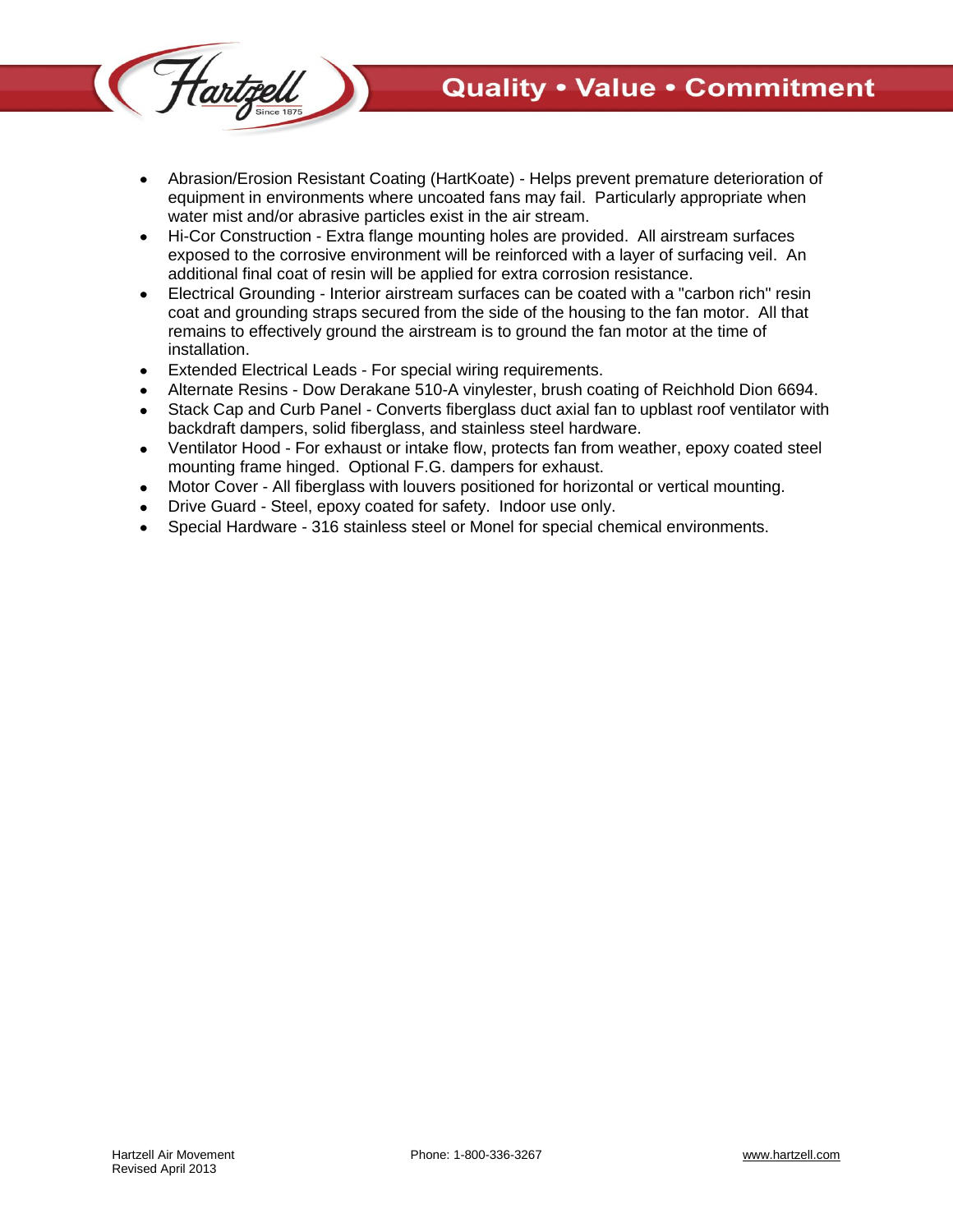- Abrasion/Erosion Resistant Coating (HartKoate) - Helps prevent premature deterioration of equipment in environments where uncoated fans may fail. Particularly appropriate when water mist and/or abrasive particles exist in the air stream.
- Hi-Cor Construction - Extra flange mounting holes are provided. All airstream surfaces exposed to the corrosive environment will be reinforced with a layer of surfacing veil. An additional final coat of resin will be applied for extra corrosion resistance.
- Electrical Grounding - Interior airstream surfaces can be coated with a "carbon rich" resin coat and grounding straps secured from the side of the housing to the fan motor. All that remains to effectively ground the airstream is to ground the fan motor at the time of installation.
- Extended Electrical Leads - For special wiring requirements.
- Alternate Resins - Dow Derakane 510-A vinylester, brush coating of Reichhold Dion 6694.
- Stack Cap and Curb Panel - Converts fiberglass duct axial fan to upblast roof ventilator with backdraft dampers, solid fiberglass, and stainless steel hardware.
- Ventilator Hood - For exhaust or intake flow, protects fan from weather, epoxy coated steel mounting frame hinged. Optional F.G. dampers for exhaust.
- Motor Cover - All fiberglass with louvers positioned for horizontal or vertical mounting.
- Drive Guard - Steel, epoxy coated for safety. Indoor use only.
- Special Hardware - 316 stainless steel or Monel for special chemical environments.